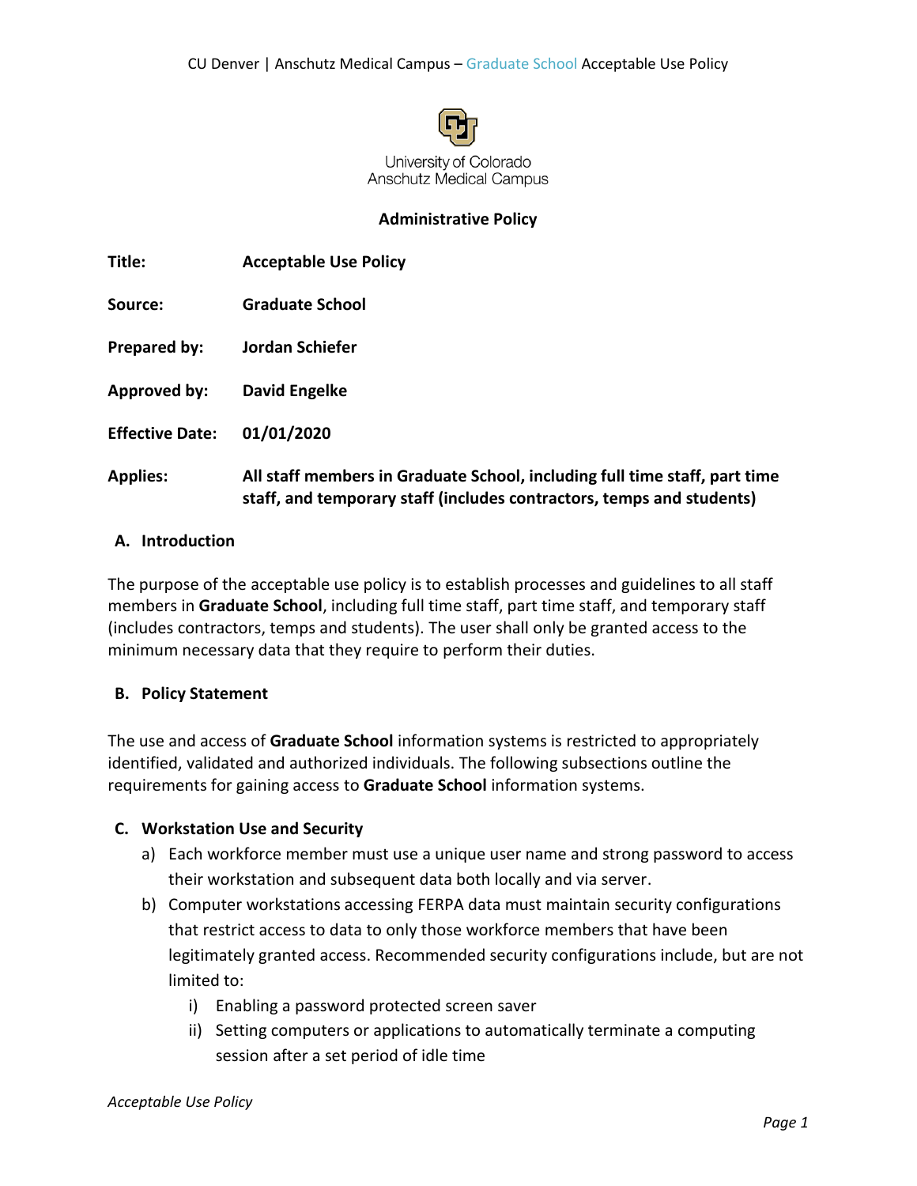University of Colorado
Anschutz Medical Campus

**Administrative Policy**

| | |
|---|---|
| **Title:** | **Acceptable Use Policy** |
| **Source:** | **Graduate School** |
| **Prepared by:** | **Jordan Schiefer** |
| **Approved by:** | **David Engelke** |
| **Effective Date:** | **01/01/2020** |
| **Applies:** | **All staff members in Graduate School, including full time staff, part time staff, and temporary staff (includes contractors, temps and students)** |

## A. Introduction

The purpose of the acceptable use policy is to establish processes and guidelines to all staff members in **Graduate School**, including full time staff, part time staff, and temporary staff (includes contractors, temps and students). The user shall only be granted access to the minimum necessary data that they require to perform their duties.

## B. Policy Statement

The use and access of **Graduate School** information systems is restricted to appropriately identified, validated and authorized individuals. The following subsections outline the requirements for gaining access to **Graduate School** information systems.

## C. Workstation Use and Security

a) Each workforce member must use a unique user name and strong password to access their workstation and subsequent data both locally and via server.

b) Computer workstations accessing FERPA data must maintain security configurations that restrict access to data to only those workforce members that have been legitimately granted access. Recommended security configurations include, but are not limited to:

   i) Enabling a password protected screen saver

   ii) Setting computers or applications to automatically terminate a computing session after a set period of idle time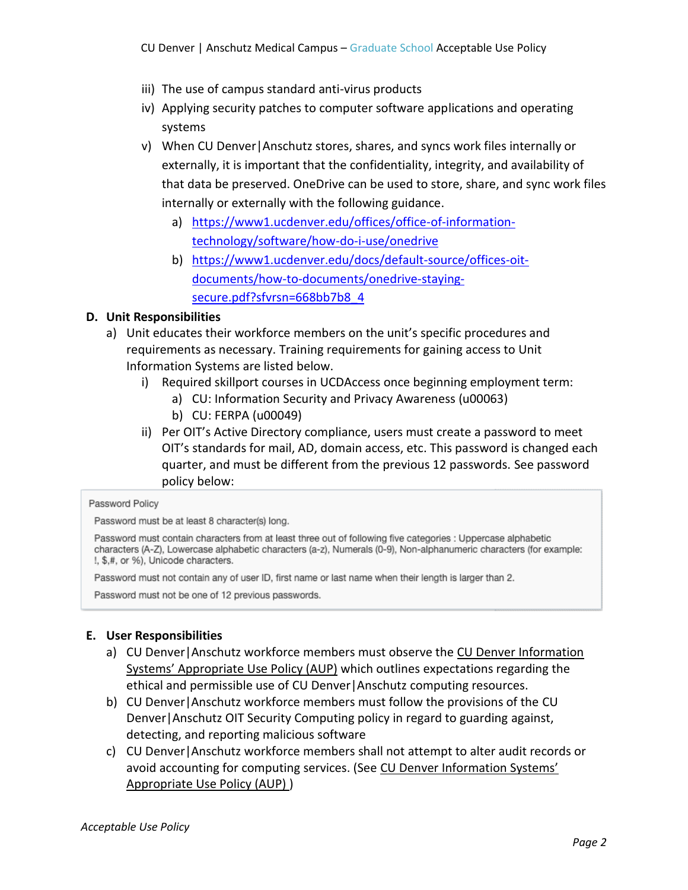iii) The use of campus standard anti-virus products

iv) Applying security patches to computer software applications and operating systems

v) When CU Denver|Anschutz stores, shares, and syncs work files internally or externally, it is important that the confidentiality, integrity, and availability of that data be preserved. OneDrive can be used to store, share, and sync work files internally or externally with the following guidance.

   a) https://www1.ucdenver.edu/offices/office-of-information-technology/software/how-do-i-use/onedrive
   b) https://www1.ucdenver.edu/docs/default-source/offices-oit-documents/how-to-documents/onedrive-staying-secure.pdf?sfvrsn=668bb7b8_4

**D. Unit Responsibilities**

a) Unit educates their workforce members on the unit's specific procedures and requirements as necessary. Training requirements for gaining access to Unit Information Systems are listed below.

   i) Required skillport courses in UCDAccess once beginning employment term:
      a) CU: Information Security and Privacy Awareness (u00063)
      b) CU: FERPA (u00049)

   ii) Per OIT's Active Directory compliance, users must create a password to meet OIT's standards for mail, AD, domain access, etc. This password is changed each quarter, and must be different from the previous 12 passwords. See password policy below:

> Password Policy
>
> Password must be at least 8 character(s) long.
>
> Password must contain characters from at least three out of following five categories : Uppercase alphabetic characters (A-Z), Lowercase alphabetic characters (a-z), Numerals (0-9), Non-alphanumeric characters (for example: !, $,#, or %), Unicode characters.
>
> Password must not contain any of user ID, first name or last name when their length is larger than 2.
>
> Password must not be one of 12 previous passwords.

**E. User Responsibilities**

a) CU Denver|Anschutz workforce members must observe the CU Denver Information Systems' Appropriate Use Policy (AUP) which outlines expectations regarding the ethical and permissible use of CU Denver|Anschutz computing resources.

b) CU Denver|Anschutz workforce members must follow the provisions of the CU Denver|Anschutz OIT Security Computing policy in regard to guarding against, detecting, and reporting malicious software

c) CU Denver|Anschutz workforce members shall not attempt to alter audit records or avoid accounting for computing services. (See CU Denver Information Systems' Appropriate Use Policy (AUP) )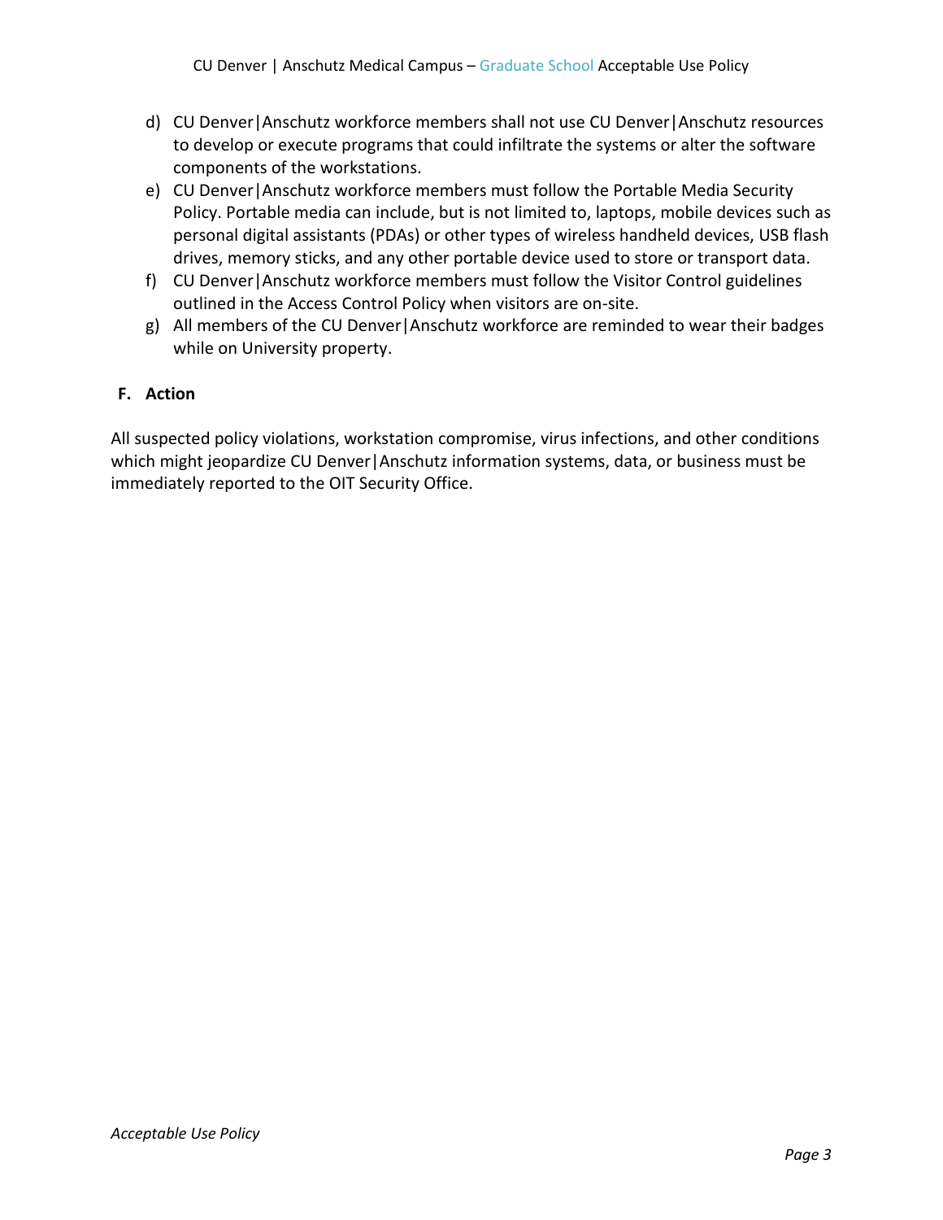d) CU Denver|Anschutz workforce members shall not use CU Denver|Anschutz resources to develop or execute programs that could infiltrate the systems or alter the software components of the workstations.
e) CU Denver|Anschutz workforce members must follow the Portable Media Security Policy. Portable media can include, but is not limited to, laptops, mobile devices such as personal digital assistants (PDAs) or other types of wireless handheld devices, USB flash drives, memory sticks, and any other portable device used to store or transport data.
f) CU Denver|Anschutz workforce members must follow the Visitor Control guidelines outlined in the Access Control Policy when visitors are on-site.
g) All members of the CU Denver|Anschutz workforce are reminded to wear their badges while on University property.

## F. Action

All suspected policy violations, workstation compromise, virus infections, and other conditions which might jeopardize CU Denver|Anschutz information systems, data, or business must be immediately reported to the OIT Security Office.